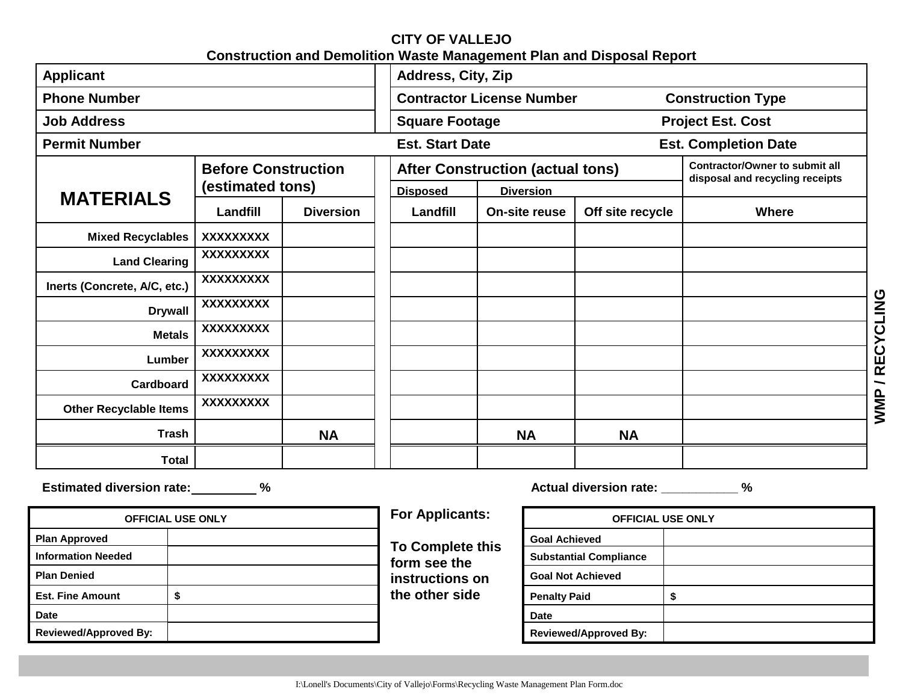# CITY OF VALLEJO

## Construction and Demolition Waste Management Plan and Disposal Report

| | |
|---|---|
| **Applicant** | **Address, City, Zip** |
| **Phone Number** | **Contractor License Number** &nbsp;&nbsp;&nbsp; **Construction Type** |
| **Job Address** | **Square Footage** &nbsp;&nbsp;&nbsp; **Project Est. Cost** |
| **Permit Number** | **Est. Start Date** &nbsp;&nbsp;&nbsp; **Est. Completion Date** |

| **MATERIALS** | **Before Construction (estimated tons)** | | **After Construction (actual tons)** | | | **Contractor/Owner to submit all disposal and recycling receipts** |
|---|---|---|---|---|---|---|
| | | | **Disposed** | **Diversion** | | |
| | **Landfill** | **Diversion** | **Landfill** | **On-site reuse** | **Off site recycle** | **Where** |
| **Mixed Recyclables** | XXXXXXXXX | | | | | |
| **Land Clearing** | XXXXXXXXX | | | | | |
| **Inerts (Concrete, A/C, etc.)** | XXXXXXXXX | | | | | |
| **Drywall** | XXXXXXXXX | | | | | |
| **Metals** | XXXXXXXXX | | | | | |
| **Lumber** | XXXXXXXXX | | | | | |
| **Cardboard** | XXXXXXXXX | | | | | |
| **Other Recyclable Items** | XXXXXXXXX | | | | | |
| **Trash** | | NA | | NA | NA | |
| **Total** | | | | | | |

**WMP / RECYCLING**

**Estimated diversion rate:**\_\_\_\_\_\_\_\_\_\_ **%**

**Actual diversion rate:** \_\_\_\_\_\_\_\_\_\_\_ **%**

| **OFFICIAL USE ONLY** | |
|---|---|
| **Plan Approved** | |
| **Information Needed** | |
| **Plan Denied** | |
| **Est. Fine Amount** | **$** |
| **Date** | |
| **Reviewed/Approved By:** | |

**For Applicants:**

**To Complete this form see the instructions on the other side**

| **OFFICIAL USE ONLY** | |
|---|---|
| **Goal Achieved** | |
| **Substantial Compliance** | |
| **Goal Not Achieved** | |
| **Penalty Paid** | **$** |
| **Date** | |
| **Reviewed/Approved By:** | |

I:\Lonell's Documents\City of Vallejo\Forms\Recycling Waste Management Plan Form.doc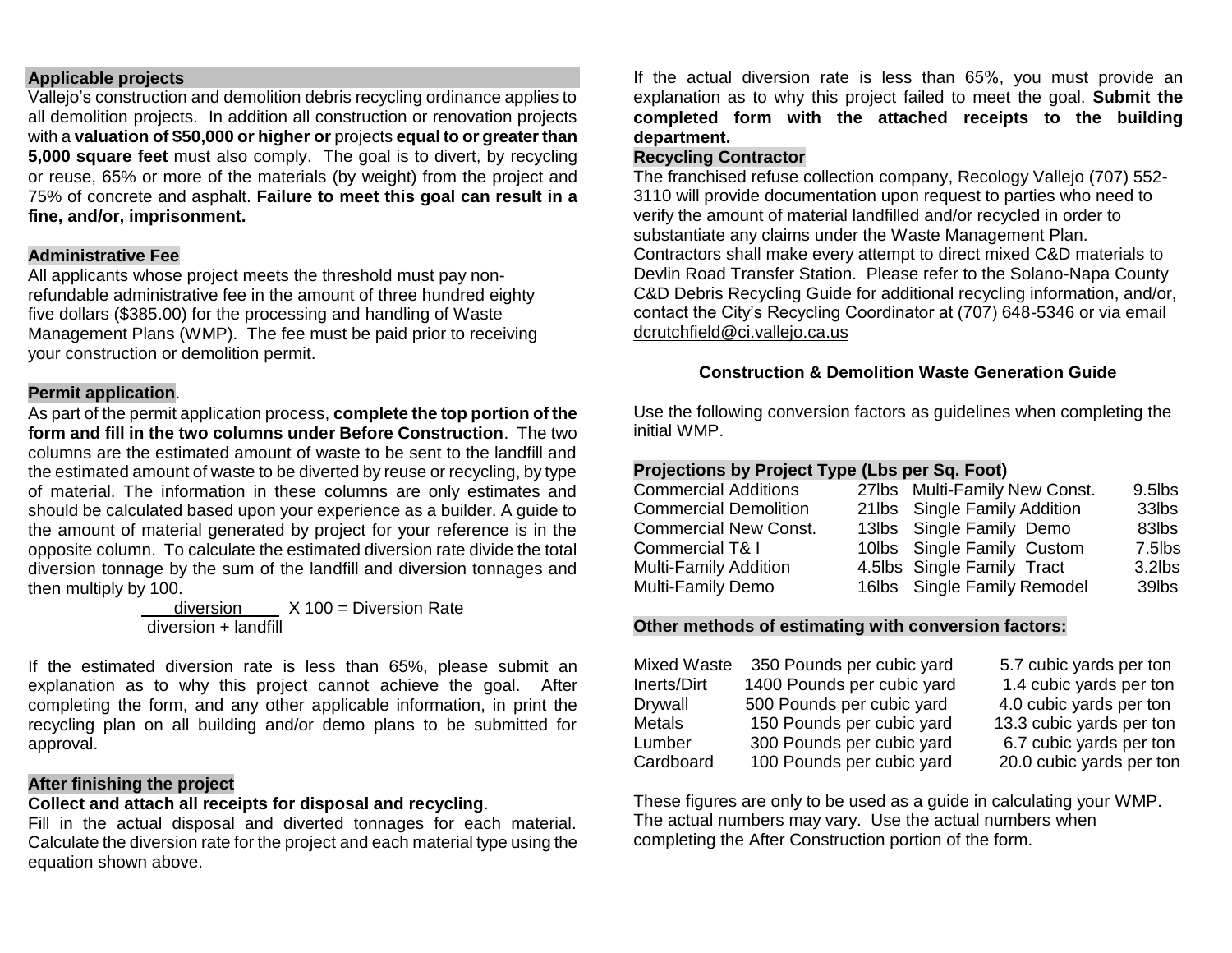## Applicable projects

Vallejo's construction and demolition debris recycling ordinance applies to all demolition projects. In addition all construction or renovation projects with a **valuation of $50,000 or higher or** projects **equal to or greater than 5,000 square feet** must also comply. The goal is to divert, by recycling or reuse, 65% or more of the materials (by weight) from the project and 75% of concrete and asphalt. **Failure to meet this goal can result in a fine, and/or, imprisonment.**

## Administrative Fee

All applicants whose project meets the threshold must pay non-refundable administrative fee in the amount of three hundred eighty five dollars ($385.00) for the processing and handling of Waste Management Plans (WMP). The fee must be paid prior to receiving your construction or demolition permit.

## Permit application.

As part of the permit application process, **complete the top portion of the form and fill in the two columns under Before Construction**. The two columns are the estimated amount of waste to be sent to the landfill and the estimated amount of waste to be diverted by reuse or recycling, by type of material. The information in these columns are only estimates and should be calculated based upon your experience as a builder. A guide to the amount of material generated by project for your reference is in the opposite column. To calculate the estimated diversion rate divide the total diversion tonnage by the sum of the landfill and diversion tonnages and then multiply by 100.

$$\frac{\text{diversion}}{\text{diversion + landfill}} \times 100 = \text{Diversion Rate}$$

If the estimated diversion rate is less than 65%, please submit an explanation as to why this project cannot achieve the goal. After completing the form, and any other applicable information, in print the recycling plan on all building and/or demo plans to be submitted for approval.

## After finishing the project

**Collect and attach all receipts for disposal and recycling**.

Fill in the actual disposal and diverted tonnages for each material. Calculate the diversion rate for the project and each material type using the equation shown above.

If the actual diversion rate is less than 65%, you must provide an explanation as to why this project failed to meet the goal. **Submit the completed form with the attached receipts to the building department.**

## Recycling Contractor

The franchised refuse collection company, Recology Vallejo (707) 552-3110 will provide documentation upon request to parties who need to verify the amount of material landfilled and/or recycled in order to substantiate any claims under the Waste Management Plan. Contractors shall make every attempt to direct mixed C&D materials to Devlin Road Transfer Station. Please refer to the Solano-Napa County C&D Debris Recycling Guide for additional recycling information, and/or, contact the City's Recycling Coordinator at (707) 648-5346 or via email dcrutchfield@ci.vallejo.ca.us

## Construction & Demolition Waste Generation Guide

Use the following conversion factors as guidelines when completing the initial WMP.

### Projections by Project Type (Lbs per Sq. Foot)

| | | | |
|---|---|---|---|
| Commercial Additions | 27lbs | Multi-Family New Const. | 9.5lbs |
| Commercial Demolition | 21lbs | Single Family Addition | 33lbs |
| Commercial New Const. | 13lbs | Single Family Demo | 83lbs |
| Commercial T& I | 10lbs | Single Family Custom | 7.5lbs |
| Multi-Family Addition | 4.5lbs | Single Family Tract | 3.2lbs |
| Multi-Family Demo | 16lbs | Single Family Remodel | 39lbs |

### Other methods of estimating with conversion factors:

| | | |
|---|---|---|
| Mixed Waste | 350 Pounds per cubic yard | 5.7 cubic yards per ton |
| Inerts/Dirt | 1400 Pounds per cubic yard | 1.4 cubic yards per ton |
| Drywall | 500 Pounds per cubic yard | 4.0 cubic yards per ton |
| Metals | 150 Pounds per cubic yard | 13.3 cubic yards per ton |
| Lumber | 300 Pounds per cubic yard | 6.7 cubic yards per ton |
| Cardboard | 100 Pounds per cubic yard | 20.0 cubic yards per ton |

These figures are only to be used as a guide in calculating your WMP. The actual numbers may vary. Use the actual numbers when completing the After Construction portion of the form.